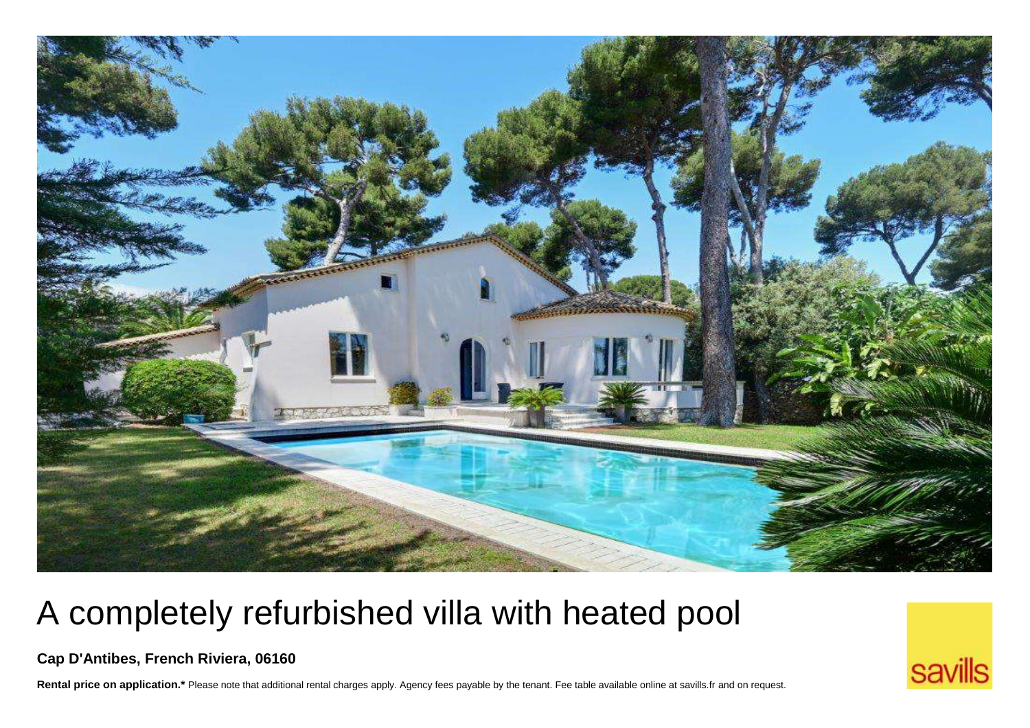# A completely refurbished villa with heated pool

**Cap D'Antibes, French Riviera, 06160**

**Rental price on application.*** Please note that additional rental charges apply. Agency fees payable by the tenant. Fee table available online at savills.fr and on request.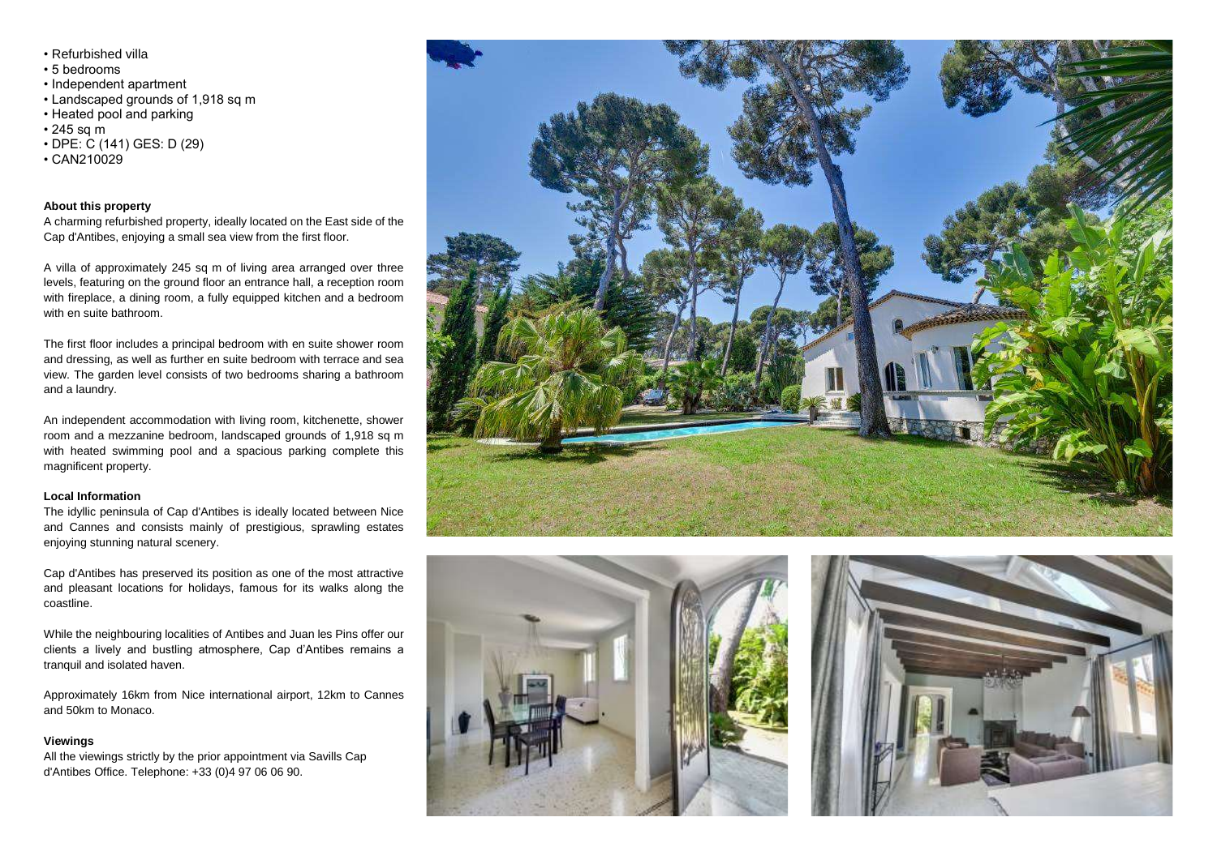- Refurbished villa
- 5 bedrooms
- Independent apartment
- Landscaped grounds of 1,918 sq m
- Heated pool and parking
- 245 sq m
- DPE: C (141) GES: D (29)
- CAN210029

### About this property

A charming refurbished property, ideally located on the East side of the Cap d'Antibes, enjoying a small sea view from the first floor.

A villa of approximately 245 sq m of living area arranged over three levels, featuring on the ground floor an entrance hall, a reception room with fireplace, a dining room, a fully equipped kitchen and a bedroom with en suite bathroom.

The first floor includes a principal bedroom with en suite shower room and dressing, as well as further en suite bedroom with terrace and sea view. The garden level consists of two bedrooms sharing a bathroom and a laundry.

An independent accommodation with living room, kitchenette, shower room and a mezzanine bedroom, landscaped grounds of 1,918 sq m with heated swimming pool and a spacious parking complete this magnificent property.

### Local Information

The idyllic peninsula of Cap d'Antibes is ideally located between Nice and Cannes and consists mainly of prestigious, sprawling estates enjoying stunning natural scenery.

Cap d'Antibes has preserved its position as one of the most attractive and pleasant locations for holidays, famous for its walks along the coastline.

While the neighbouring localities of Antibes and Juan les Pins offer our clients a lively and bustling atmosphere, Cap d'Antibes remains a tranquil and isolated haven.

Approximately 16km from Nice international airport, 12km to Cannes and 50km to Monaco.

### Viewings

All the viewings strictly by the prior appointment via Savills Cap d'Antibes Office. Telephone: +33 (0)4 97 06 06 90.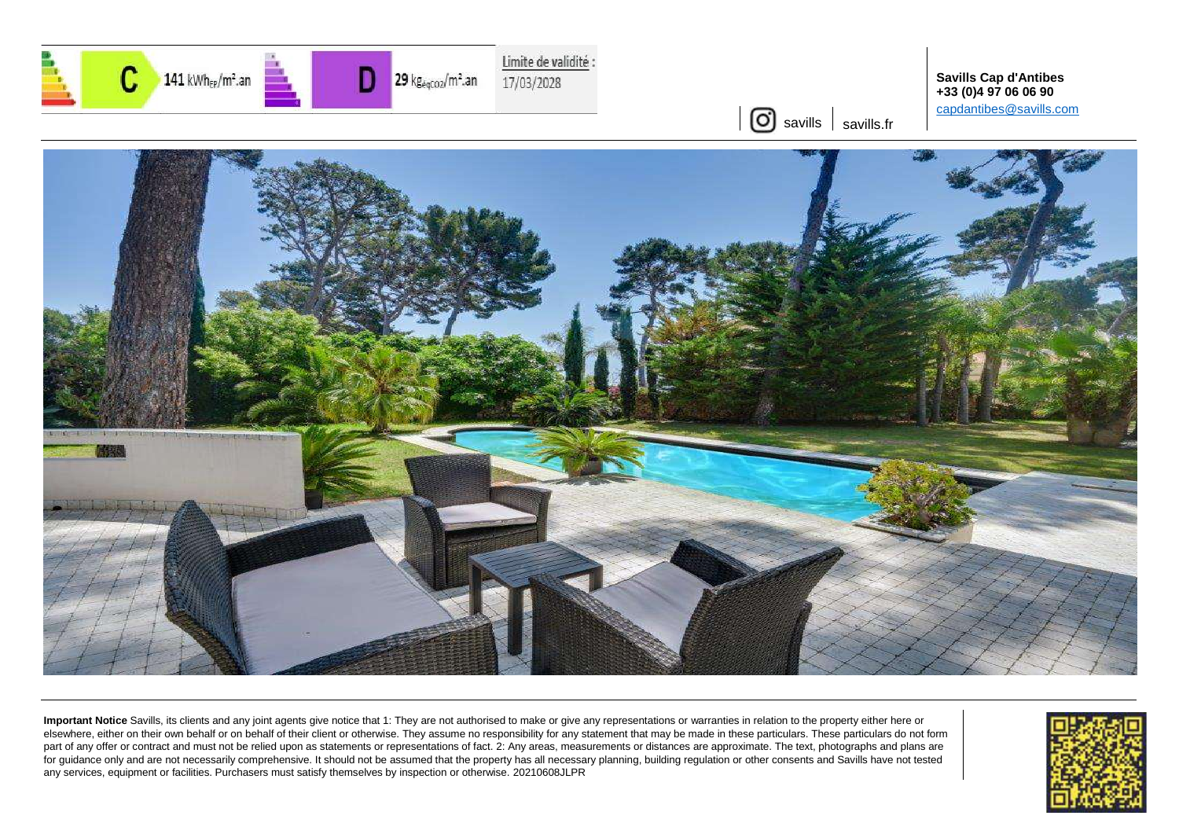C 141 kWh$_{EP}$/m².an

D 29 kg$_{éqCO2}$/m².an

Limite de validité : 17/03/2028

savills | savills.fr

**Savills Cap d'Antibes**
**+33 (0)4 97 06 06 90**
capdantibes@savills.com

**Important Notice** Savills, its clients and any joint agents give notice that 1: They are not authorised to make or give any representations or warranties in relation to the property either here or elsewhere, either on their own behalf or on behalf of their client or otherwise. They assume no responsibility for any statement that may be made in these particulars. These particulars do not form part of any offer or contract and must not be relied upon as statements or representations of fact. 2: Any areas, measurements or distances are approximate. The text, photographs and plans are for guidance only and are not necessarily comprehensive. It should not be assumed that the property has all necessary planning, building regulation or other consents and Savills have not tested any services, equipment or facilities. Purchasers must satisfy themselves by inspection or otherwise. 20210608JLPR